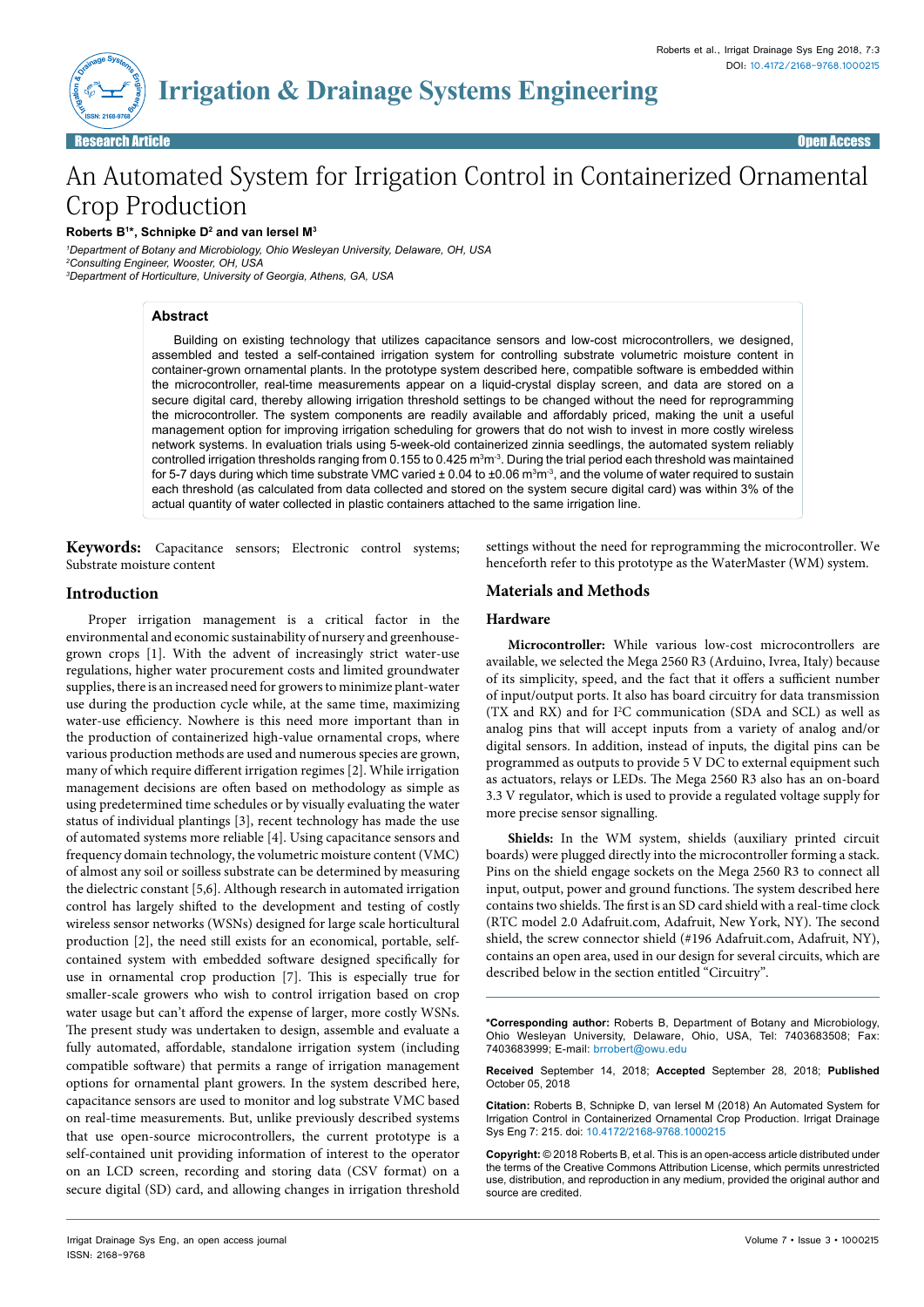Research Article — Open Access

# An Automated System for Irrigation Control in Containerized Ornamental Crop Production

**Roberts B[1]*, Schnipke D[2] and van Iersel M[3]**

[1]*Department of Botany and Microbiology, Ohio Wesleyan University, Delaware, OH, USA*
[2]*Consulting Engineer, Wooster, OH, USA*
[3]*Department of Horticulture, University of Georgia, Athens, GA, USA*

## Abstract

Building on existing technology that utilizes capacitance sensors and low-cost microcontrollers, we designed, assembled and tested a self-contained irrigation system for controlling substrate volumetric moisture content in container-grown ornamental plants. In the prototype system described here, compatible software is embedded within the microcontroller, real-time measurements appear on a liquid-crystal display screen, and data are stored on a secure digital card, thereby allowing irrigation threshold settings to be changed without the need for reprogramming the microcontroller. The system components are readily available and affordably priced, making the unit a useful management option for improving irrigation scheduling for growers that do not wish to invest in more costly wireless network systems. In evaluation trials using 5-week-old containerized zinnia seedlings, the automated system reliably controlled irrigation thresholds ranging from 0.155 to 0.425 $m^3m^{-3}$. During the trial period each threshold was maintained for 5-7 days during which time substrate VMC varied ± 0.04 to ±0.06 $m^3m^{-3}$, and the volume of water required to sustain each threshold (as calculated from data collected and stored on the system secure digital card) was within 3% of the actual quantity of water collected in plastic containers attached to the same irrigation line.

**Keywords:** Capacitance sensors; Electronic control systems; Substrate moisture content

## Introduction

Proper irrigation management is a critical factor in the environmental and economic sustainability of nursery and greenhouse-grown crops [1]. With the advent of increasingly strict water-use regulations, higher water procurement costs and limited groundwater supplies, there is an increased need for growers to minimize plant-water use during the production cycle while, at the same time, maximizing water-use efficiency. Nowhere is this need more important than in the production of containerized high-value ornamental crops, where various production methods are used and numerous species are grown, many of which require different irrigation regimes [2]. While irrigation management decisions are often based on methodology as simple as using predetermined time schedules or by visually evaluating the water status of individual plantings [3], recent technology has made the use of automated systems more reliable [4]. Using capacitance sensors and frequency domain technology, the volumetric moisture content (VMC) of almost any soil or soilless substrate can be determined by measuring the dielectric constant [5,6]. Although research in automated irrigation control has largely shifted to the development and testing of costly wireless sensor networks (WSNs) designed for large scale horticultural production [2], the need still exists for an economical, portable, self-contained system with embedded software designed specifically for use in ornamental crop production [7]. This is especially true for smaller-scale growers who wish to control irrigation based on crop water usage but can't afford the expense of larger, more costly WSNs. The present study was undertaken to design, assemble and evaluate a fully automated, affordable, standalone irrigation system (including compatible software) that permits a range of irrigation management options for ornamental plant growers. In the system described here, capacitance sensors are used to monitor and log substrate VMC based on real-time measurements. But, unlike previously described systems that use open-source microcontrollers, the current prototype is a self-contained unit providing information of interest to the operator on an LCD screen, recording and storing data (CSV format) on a secure digital (SD) card, and allowing changes in irrigation threshold settings without the need for reprogramming the microcontroller. We henceforth refer to this prototype as the WaterMaster (WM) system.

## Materials and Methods

### Hardware

**Microcontroller:** While various low-cost microcontrollers are available, we selected the Mega 2560 R3 (Arduino, Ivrea, Italy) because of its simplicity, speed, and the fact that it offers a sufficient number of input/output ports. It also has board circuitry for data transmission (TX and RX) and for I$^2$C communication (SDA and SCL) as well as analog pins that will accept inputs from a variety of analog and/or digital sensors. In addition, instead of inputs, the digital pins can be programmed as outputs to provide 5 V DC to external equipment such as actuators, relays or LEDs. The Mega 2560 R3 also has an on-board 3.3 V regulator, which is used to provide a regulated voltage supply for more precise sensor signalling.

**Shields:** In the WM system, shields (auxiliary printed circuit boards) were plugged directly into the microcontroller forming a stack. Pins on the shield engage sockets on the Mega 2560 R3 to connect all input, output, power and ground functions. The system described here contains two shields. The first is an SD card shield with a real-time clock (RTC model 2.0 Adafruit.com, Adafruit, New York, NY). The second shield, the screw connector shield (#196 Adafruit.com, Adafruit, NY), contains an open area, used in our design for several circuits, which are described below in the section entitled "Circuitry".

**\*Corresponding author:** Roberts B, Department of Botany and Microbiology, Ohio Wesleyan University, Delaware, Ohio, USA, Tel: 7403683508; Fax: 7403683999; E-mail: brrobert@owu.edu

**Received** September 14, 2018; **Accepted** September 28, 2018; **Published** October 05, 2018

**Citation:** Roberts B, Schnipke D, van Iersel M (2018) An Automated System for Irrigation Control in Containerized Ornamental Crop Production. Irrigat Drainage Sys Eng 7: 215. doi: 10.4172/2168-9768.1000215

**Copyright:** © 2018 Roberts B, et al. This is an open-access article distributed under the terms of the Creative Commons Attribution License, which permits unrestricted use, distribution, and reproduction in any medium, provided the original author and source are credited.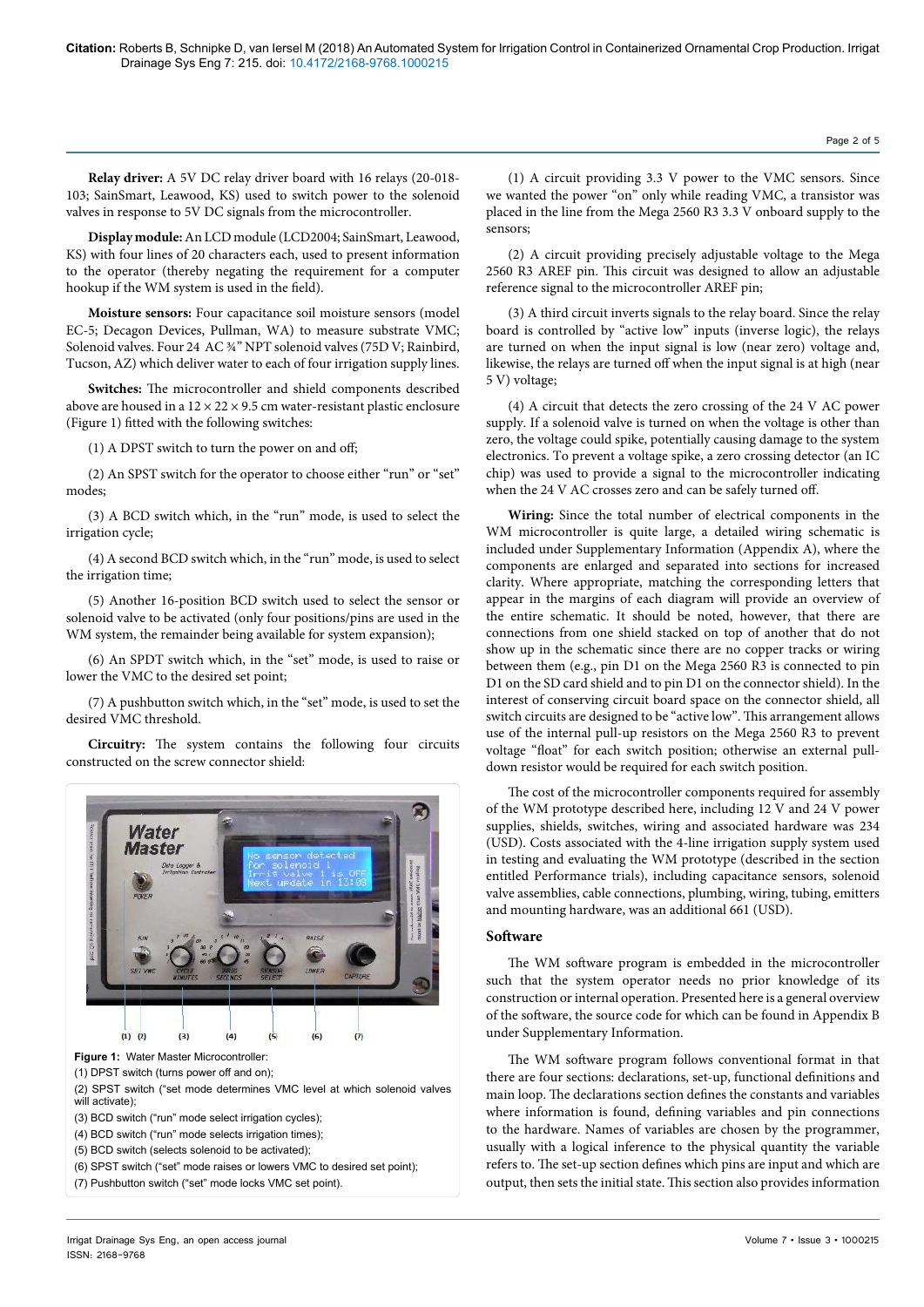**Relay driver:** A 5V DC relay driver board with 16 relays (20-018-103; SainSmart, Leawood, KS) used to switch power to the solenoid valves in response to 5V DC signals from the microcontroller.

**Display module:** An LCD module (LCD2004; SainSmart, Leawood, KS) with four lines of 20 characters each, used to present information to the operator (thereby negating the requirement for a computer hookup if the WM system is used in the field).

**Moisture sensors:** Four capacitance soil moisture sensors (model EC-5; Decagon Devices, Pullman, WA) to measure substrate VMC; Solenoid valves. Four 24 AC ¾" NPT solenoid valves (75D V; Rainbird, Tucson, AZ) which deliver water to each of four irrigation supply lines.

**Switches:** The microcontroller and shield components described above are housed in a 12 × 22 × 9.5 cm water-resistant plastic enclosure (Figure 1) fitted with the following switches:

(1) A DPST switch to turn the power on and off;

(2) An SPST switch for the operator to choose either "run" or "set" modes;

(3) A BCD switch which, in the "run" mode, is used to select the irrigation cycle;

(4) A second BCD switch which, in the "run" mode, is used to select the irrigation time;

(5) Another 16-position BCD switch used to select the sensor or solenoid valve to be activated (only four positions/pins are used in the WM system, the remainder being available for system expansion);

(6) An SPDT switch which, in the "set" mode, is used to raise or lower the VMC to the desired set point;

(7) A pushbutton switch which, in the "set" mode, is used to set the desired VMC threshold.

**Circuitry:** The system contains the following four circuits constructed on the screw connector shield:

**Figure 1:** Water Master Microcontroller:
(1) DPST switch (turns power off and on);
(2) SPST switch ("set mode determines VMC level at which solenoid valves will activate);
(3) BCD switch ("run" mode select irrigation cycles);
(4) BCD switch ("run" mode selects irrigation times);
(5) BCD switch (selects solenoid to be activated);
(6) SPST switch ("set" mode raises or lowers VMC to desired set point);
(7) Pushbutton switch ("set" mode locks VMC set point).

(1) A circuit providing 3.3 V power to the VMC sensors. Since we wanted the power "on" only while reading VMC, a transistor was placed in the line from the Mega 2560 R3 3.3 V onboard supply to the sensors;

(2) A circuit providing precisely adjustable voltage to the Mega 2560 R3 AREF pin. This circuit was designed to allow an adjustable reference signal to the microcontroller AREF pin;

(3) A third circuit inverts signals to the relay board. Since the relay board is controlled by "active low" inputs (inverse logic), the relays are turned on when the input signal is low (near zero) voltage and, likewise, the relays are turned off when the input signal is at high (near 5 V) voltage;

(4) A circuit that detects the zero crossing of the 24 V AC power supply. If a solenoid valve is turned on when the voltage is other than zero, the voltage could spike, potentially causing damage to the system electronics. To prevent a voltage spike, a zero crossing detector (an IC chip) was used to provide a signal to the microcontroller indicating when the 24 V AC crosses zero and can be safely turned off.

**Wiring:** Since the total number of electrical components in the WM microcontroller is quite large, a detailed wiring schematic is included under Supplementary Information (Appendix A), where the components are enlarged and separated into sections for increased clarity. Where appropriate, matching the corresponding letters that appear in the margins of each diagram will provide an overview of the entire schematic. It should be noted, however, that there are connections from one shield stacked on top of another that do not show up in the schematic since there are no copper tracks or wiring between them (e.g., pin D1 on the Mega 2560 R3 is connected to pin D1 on the SD card shield and to pin D1 on the connector shield). In the interest of conserving circuit board space on the connector shield, all switch circuits are designed to be "active low". This arrangement allows use of the internal pull-up resistors on the Mega 2560 R3 to prevent voltage "float" for each switch position; otherwise an external pull-down resistor would be required for each switch position.

The cost of the microcontroller components required for assembly of the WM prototype described here, including 12 V and 24 V power supplies, shields, switches, wiring and associated hardware was 234 (USD). Costs associated with the 4-line irrigation supply system used in testing and evaluating the WM prototype (described in the section entitled Performance trials), including capacitance sensors, solenoid valve assemblies, cable connections, plumbing, wiring, tubing, emitters and mounting hardware, was an additional 661 (USD).

## Software

The WM software program is embedded in the microcontroller such that the system operator needs no prior knowledge of its construction or internal operation. Presented here is a general overview of the software, the source code for which can be found in Appendix B under Supplementary Information.

The WM software program follows conventional format in that there are four sections: declarations, set-up, functional definitions and main loop. The declarations section defines the constants and variables where information is found, defining variables and pin connections to the hardware. Names of variables are chosen by the programmer, usually with a logical inference to the physical quantity the variable refers to. The set-up section defines which pins are input and which are output, then sets the initial state. This section also provides information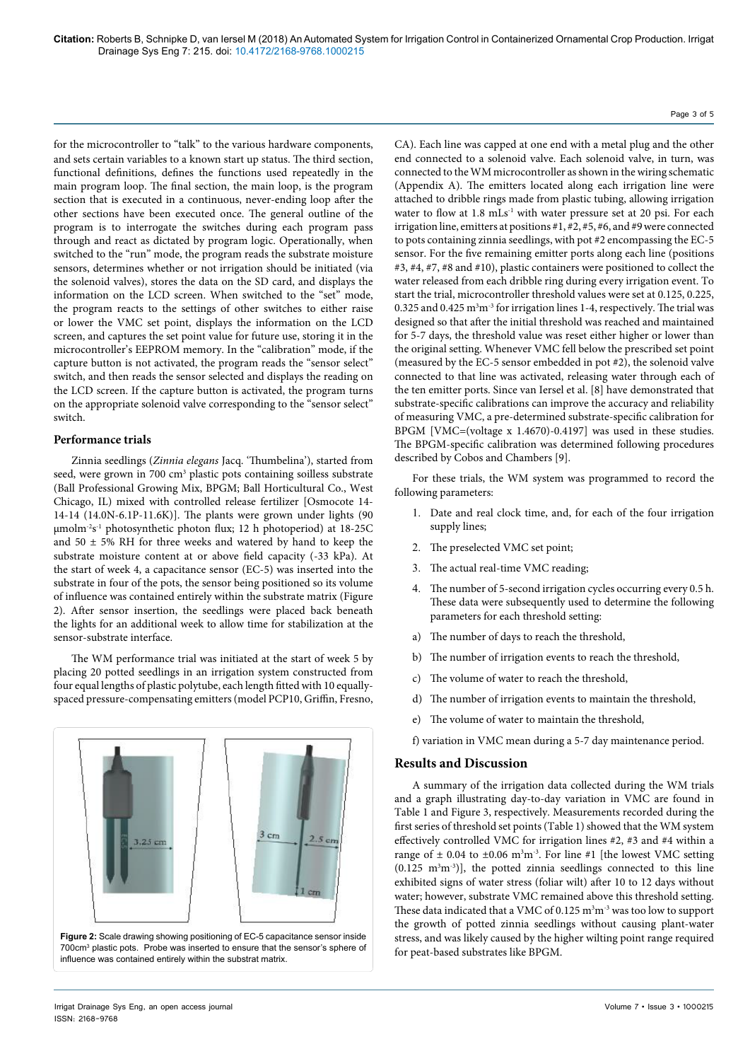for the microcontroller to "talk" to the various hardware components, and sets certain variables to a known start up status. The third section, functional definitions, defines the functions used repeatedly in the main program loop. The final section, the main loop, is the program section that is executed in a continuous, never-ending loop after the other sections have been executed once. The general outline of the program is to interrogate the switches during each program pass through and react as dictated by program logic. Operationally, when switched to the "run" mode, the program reads the substrate moisture sensors, determines whether or not irrigation should be initiated (via the solenoid valves), stores the data on the SD card, and displays the information on the LCD screen. When switched to the "set" mode, the program reacts to the settings of other switches to either raise or lower the VMC set point, displays the information on the LCD screen, and captures the set point value for future use, storing it in the microcontroller's EEPROM memory. In the "calibration" mode, if the capture button is not activated, the program reads the "sensor select" switch, and then reads the sensor selected and displays the reading on the LCD screen. If the capture button is activated, the program turns on the appropriate solenoid valve corresponding to the "sensor select" switch.

## Performance trials

Zinnia seedlings (*Zinnia elegans* Jacq. 'Thumbelina'), started from seed, were grown in 700 $cm^3$ plastic pots containing soilless substrate (Ball Professional Growing Mix, BPGM; Ball Horticultural Co., West Chicago, IL) mixed with controlled release fertilizer [Osmocote 14-14-14 (14.0N-6.1P-11.6K)]. The plants were grown under lights (90 $\mu mol m^{-2} s^{-1}$ photosynthetic photon flux; 12 h photoperiod) at 18-25C and 50 ± 5% RH for three weeks and watered by hand to keep the substrate moisture content at or above field capacity (-33 kPa). At the start of week 4, a capacitance sensor (EC-5) was inserted into the substrate in four of the pots, the sensor being positioned so its volume of influence was contained entirely within the substrate matrix (Figure 2). After sensor insertion, the seedlings were placed back beneath the lights for an additional week to allow time for stabilization at the sensor-substrate interface.

The WM performance trial was initiated at the start of week 5 by placing 20 potted seedlings in an irrigation system constructed from four equal lengths of plastic polytube, each length fitted with 10 equally-spaced pressure-compensating emitters (model PCP10, Griffin, Fresno, CA). Each line was capped at one end with a metal plug and the other end connected to a solenoid valve. Each solenoid valve, in turn, was connected to the WM microcontroller as shown in the wiring schematic (Appendix A). The emitters located along each irrigation line were attached to dribble rings made from plastic tubing, allowing irrigation water to flow at 1.8 $mL s^{-1}$ with water pressure set at 20 psi. For each irrigation line, emitters at positions #1, #2, #5, #6, and #9 were connected to pots containing zinnia seedlings, with pot #2 encompassing the EC-5 sensor. For the five remaining emitter ports along each line (positions #3, #4, #7, #8 and #10), plastic containers were positioned to collect the water released from each dribble ring during every irrigation event. To start the trial, microcontroller threshold values were set at 0.125, 0.225, 0.325 and 0.425 $m^3 m^{-3}$ for irrigation lines 1-4, respectively. The trial was designed so that after the initial threshold was reached and maintained for 5-7 days, the threshold value was reset either higher or lower than the original setting. Whenever VMC fell below the prescribed set point (measured by the EC-5 sensor embedded in pot #2), the solenoid valve connected to that line was activated, releasing water through each of the ten emitter ports. Since van Iersel et al. [8] have demonstrated that substrate-specific calibrations can improve the accuracy and reliability of measuring VMC, a pre-determined substrate-specific calibration for BPGM [VMC=(voltage x 1.4670)-0.4197] was used in these studies. The BPGM-specific calibration was determined following procedures described by Cobos and Chambers [9].

For these trials, the WM system was programmed to record the following parameters:

1. Date and real clock time, and, for each of the four irrigation supply lines;
2. The preselected VMC set point;
3. The actual real-time VMC reading;
4. The number of 5-second irrigation cycles occurring every 0.5 h. These data were subsequently used to determine the following parameters for each threshold setting:

a) The number of days to reach the threshold,

b) The number of irrigation events to reach the threshold,

c) The volume of water to reach the threshold,

d) The number of irrigation events to maintain the threshold,

e) The volume of water to maintain the threshold,

f) variation in VMC mean during a 5-7 day maintenance period.

Figure 2: Scale drawing showing positioning of EC-5 capacitance sensor inside 700cm³ plastic pots. Probe was inserted to ensure that the sensor's sphere of influence was contained entirely within the substrat matrix.

## Results and Discussion

A summary of the irrigation data collected during the WM trials and a graph illustrating day-to-day variation in VMC are found in Table 1 and Figure 3, respectively. Measurements recorded during the first series of threshold set points (Table 1) showed that the WM system effectively controlled VMC for irrigation lines #2, #3 and #4 within a range of ± 0.04 to ±0.06 $m^3 m^{-3}$. For line #1 [the lowest VMC setting (0.125 $m^3 m^{-3}$)], the potted zinnia seedlings connected to this line exhibited signs of water stress (foliar wilt) after 10 to 12 days without water; however, substrate VMC remained above this threshold setting. These data indicated that a VMC of 0.125 $m^3 m^{-3}$ was too low to support the growth of potted zinnia seedlings without causing plant-water stress, and was likely caused by the higher wilting point range required for peat-based substrates like BPGM.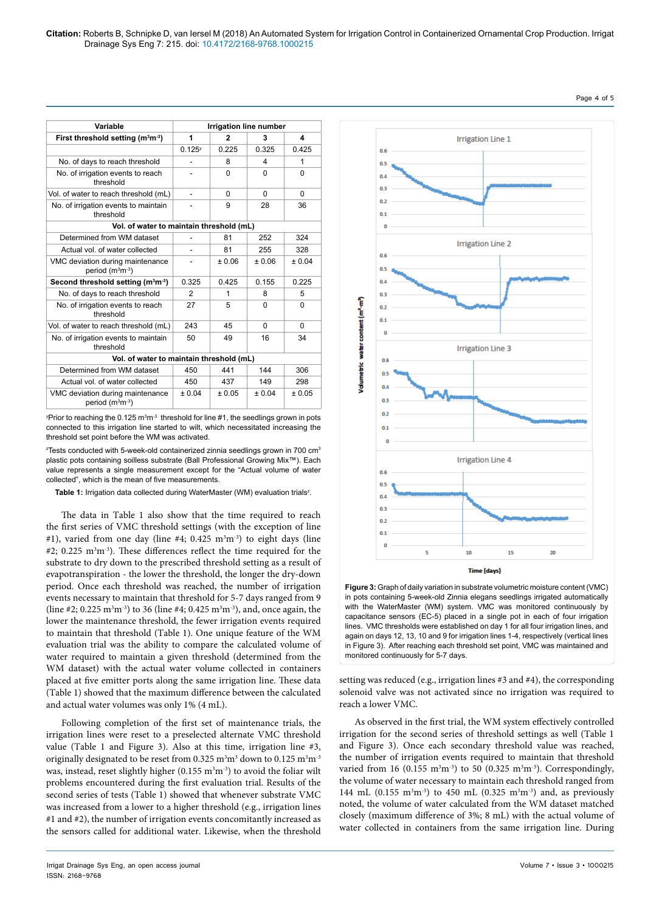| Variable | Irrigation line number | | | |
|---|---|---|---|---|
| First threshold setting ($m^3m^{-3}$) | 1 | 2 | 3 | 4 |
| | 0.125[y] | 0.225 | 0.325 | 0.425 |
| No. of days to reach threshold | - | 8 | 4 | 1 |
| No. of irrigation events to reach threshold | - | 0 | 0 | 0 |
| Vol. of water to reach threshold (mL) | - | 0 | 0 | 0 |
| No. of irrigation events to maintain threshold | - | 9 | 28 | 36 |
| **Vol. of water to maintain threshold (mL)** | | | | |
| Determined from WM dataset | - | 81 | 252 | 324 |
| Actual vol. of water collected | - | 81 | 255 | 328 |
| VMC deviation during maintenance period ($m^3m^{-3}$) | - | ± 0.06 | ± 0.06 | ± 0.04 |
| **Second threshold setting ($m^3m^{-3}$)** | 0.325 | 0.425 | 0.155 | 0.225 |
| No. of days to reach threshold | 2 | 1 | 8 | 5 |
| No. of irrigation events to reach threshold | 27 | 5 | 0 | 0 |
| Vol. of water to reach threshold (mL) | 243 | 45 | 0 | 0 |
| No. of irrigation events to maintain threshold | 50 | 49 | 16 | 34 |
| **Vol. of water to maintain threshold (mL)** | | | | |
| Determined from WM dataset | 450 | 441 | 144 | 306 |
| Actual vol. of water collected | 450 | 437 | 149 | 298 |
| VMC deviation during maintenance period ($m^3m^{-3}$) | ± 0.04 | ± 0.05 | ± 0.04 | ± 0.05 |

[y]Prior to reaching the 0.125 $m^3m^{-3}$ threshold for line #1, the seedlings grown in pots connected to this irrigation line started to wilt, which necessitated increasing the threshold set point before the WM was activated.

[z]Tests conducted with 5-week-old containerized zinnia seedlings grown in 700 $cm^3$ plastic pots containing soilless substrate (Ball Professional Growing Mix™). Each value represents a single measurement except for the "Actual volume of water collected", which is the mean of five measurements.

**Table 1:** Irrigation data collected during WaterMaster (WM) evaluation trials[z].

The data in Table 1 also show that the time required to reach the first series of VMC threshold settings (with the exception of line #1), varied from one day (line #4; 0.425 $m^3m^{-3}$) to eight days (line #2; 0.225 $m^3m^{-3}$). These differences reflect the time required for the substrate to dry down to the prescribed threshold setting as a result of evapotranspiration - the lower the threshold, the longer the dry-down period. Once each threshold was reached, the number of irrigation events necessary to maintain that threshold for 5-7 days ranged from 9 (line #2; 0.225 $m^3m^{-3}$) to 36 (line #4; 0.425 $m^3m^{-3}$), and, once again, the lower the maintenance threshold, the fewer irrigation events required to maintain that threshold (Table 1). One unique feature of the WM evaluation trial was the ability to compare the calculated volume of water required to maintain a given threshold (determined from the WM dataset) with the actual water volume collected in containers placed at five emitter ports along the same irrigation line. These data (Table 1) showed that the maximum difference between the calculated and actual water volumes was only 1% (4 mL).

Following completion of the first set of maintenance trials, the irrigation lines were reset to a preselected alternate VMC threshold value (Table 1 and Figure 3). Also at this time, irrigation line #3, originally designated to be reset from 0.325 $m^3m^{-3}$ down to 0.125 $m^3m^{-3}$ was, instead, reset slightly higher (0.155 $m^3m^{-3}$) to avoid the foliar wilt problems encountered during the first evaluation trial. Results of the second series of tests (Table 1) showed that whenever substrate VMC was increased from a lower to a higher threshold (e.g., irrigation lines #1 and #2), the number of irrigation events concomitantly increased as the sensors called for additional water. Likewise, when the threshold

**Figure 3:** Graph of daily variation in substrate volumetric moisture content (VMC) in pots containing 5-week-old Zinnia elegans seedlings irrigated automatically with the WaterMaster (WM) system. VMC was monitored continuously by capacitance sensors (EC-5) placed in a single pot in each of four irrigation lines. VMC thresholds were established on day 1 for all four irrigation lines, and again on days 12, 13, 10 and 9 for irrigation lines 1-4, respectively (vertical lines in Figure 3). After reaching each threshold set point, VMC was maintained and monitored continuously for 5-7 days.

setting was reduced (e.g., irrigation lines #3 and #4), the corresponding solenoid valve was not activated since no irrigation was required to reach a lower VMC.

As observed in the first trial, the WM system effectively controlled irrigation for the second series of threshold settings as well (Table 1 and Figure 3). Once each secondary threshold value was reached, the number of irrigation events required to maintain that threshold varied from 16 (0.155 $m^3m^{-3}$) to 50 (0.325 $m^3m^{-3}$). Correspondingly, the volume of water necessary to maintain each threshold ranged from 144 mL (0.155 $m^3m^{-3}$) to 450 mL (0.325 $m^3m^{-3}$) and, as previously noted, the volume of water calculated from the WM dataset matched closely (maximum difference of 3%; 8 mL) with the actual volume of water collected in containers from the same irrigation line. During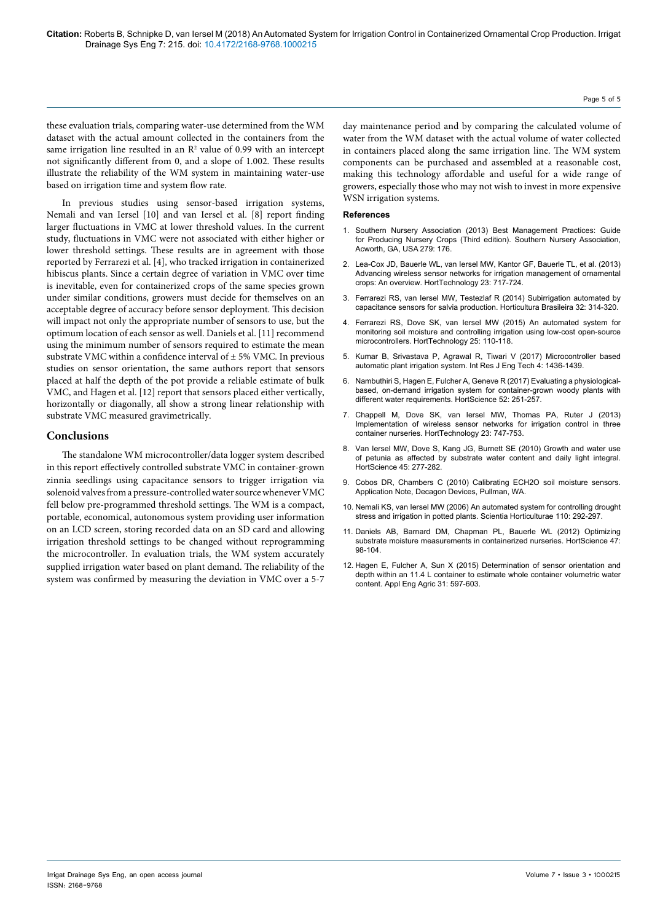these evaluation trials, comparing water-use determined from the WM dataset with the actual amount collected in the containers from the same irrigation line resulted in an $R^2$ value of 0.99 with an intercept not significantly different from 0, and a slope of 1.002. These results illustrate the reliability of the WM system in maintaining water-use based on irrigation time and system flow rate.

In previous studies using sensor-based irrigation systems, Nemali and van Iersel [10] and van Iersel et al. [8] report finding larger fluctuations in VMC at lower threshold values. In the current study, fluctuations in VMC were not associated with either higher or lower threshold settings. These results are in agreement with those reported by Ferrarezi et al. [4], who tracked irrigation in containerized hibiscus plants. Since a certain degree of variation in VMC over time is inevitable, even for containerized crops of the same species grown under similar conditions, growers must decide for themselves on an acceptable degree of accuracy before sensor deployment. This decision will impact not only the appropriate number of sensors to use, but the optimum location of each sensor as well. Daniels et al. [11] recommend using the minimum number of sensors required to estimate the mean substrate VMC within a confidence interval of ± 5% VMC. In previous studies on sensor orientation, the same authors report that sensors placed at half the depth of the pot provide a reliable estimate of bulk VMC, and Hagen et al. [12] report that sensors placed either vertically, horizontally or diagonally, all show a strong linear relationship with substrate VMC measured gravimetrically.

## Conclusions

The standalone WM microcontroller/data logger system described in this report effectively controlled substrate VMC in container-grown zinnia seedlings using capacitance sensors to trigger irrigation via solenoid valves from a pressure-controlled water source whenever VMC fell below pre-programmed threshold settings. The WM is a compact, portable, economical, autonomous system providing user information on an LCD screen, storing recorded data on an SD card and allowing irrigation threshold settings to be changed without reprogramming the microcontroller. In evaluation trials, the WM system accurately supplied irrigation water based on plant demand. The reliability of the system was confirmed by measuring the deviation in VMC over a 5-7 day maintenance period and by comparing the calculated volume of water from the WM dataset with the actual volume of water collected in containers placed along the same irrigation line. The WM system components can be purchased and assembled at a reasonable cost, making this technology affordable and useful for a wide range of growers, especially those who may not wish to invest in more expensive WSN irrigation systems.

### References

1. Southern Nursery Association (2013) Best Management Practices: Guide for Producing Nursery Crops (Third edition). Southern Nursery Association, Acworth, GA, USA 279: 176.
2. Lea-Cox JD, Bauerle WL, van Iersel MW, Kantor GF, Bauerle TL, et al. (2013) Advancing wireless sensor networks for irrigation management of ornamental crops: An overview. HortTechnology 23: 717-724.
3. Ferrarezi RS, van Iersel MW, Testezlaf R (2014) Subirrigation automated by capacitance sensors for salvia production. Horticultura Brasileira 32: 314-320.
4. Ferrarezi RS, Dove SK, van Iersel MW (2015) An automated system for monitoring soil moisture and controlling irrigation using low-cost open-source microcontrollers. HortTechnology 25: 110-118.
5. Kumar B, Srivastava P, Agrawal R, Tiwari V (2017) Microcontroller based automatic plant irrigation system. Int Res J Eng Tech 4: 1436-1439.
6. Nambuthiri S, Hagen E, Fulcher A, Geneve R (2017) Evaluating a physiological-based, on-demand irrigation system for container-grown woody plants with different water requirements. HortScience 52: 251-257.
7. Chappell M, Dove SK, van Iersel MW, Thomas PA, Ruter J (2013) Implementation of wireless sensor networks for irrigation control in three container nurseries. HortTechnology 23: 747-753.
8. Van Iersel MW, Dove S, Kang JG, Burnett SE (2010) Growth and water use of petunia as affected by substrate water content and daily light integral. HortScience 45: 277-282.
9. Cobos DR, Chambers C (2010) Calibrating ECH2O soil moisture sensors. Application Note, Decagon Devices, Pullman, WA.
10. Nemali KS, van Iersel MW (2006) An automated system for controlling drought stress and irrigation in potted plants. Scientia Horticulturae 110: 292-297.
11. Daniels AB, Barnard DM, Chapman PL, Bauerle WL (2012) Optimizing substrate moisture measurements in containerized nurseries. HortScience 47: 98-104.
12. Hagen E, Fulcher A, Sun X (2015) Determination of sensor orientation and depth within an 11.4 L container to estimate whole container volumetric water content. Appl Eng Agric 31: 597-603.